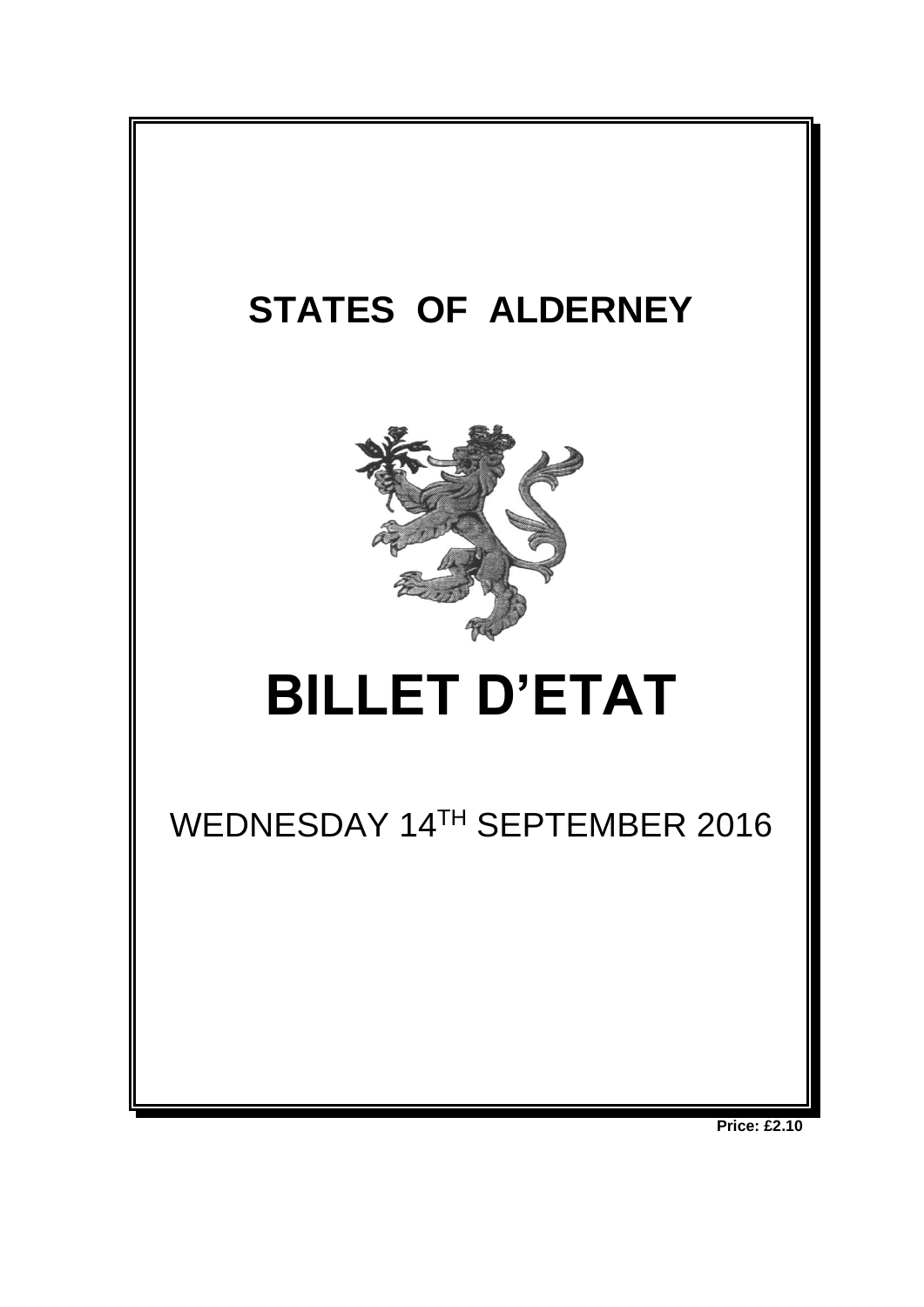# STATES OF ALDERNEY

# BILLET D'ETAT

WEDNESDAY 14TH SEPTEMBER 2016

**Price: £2.10**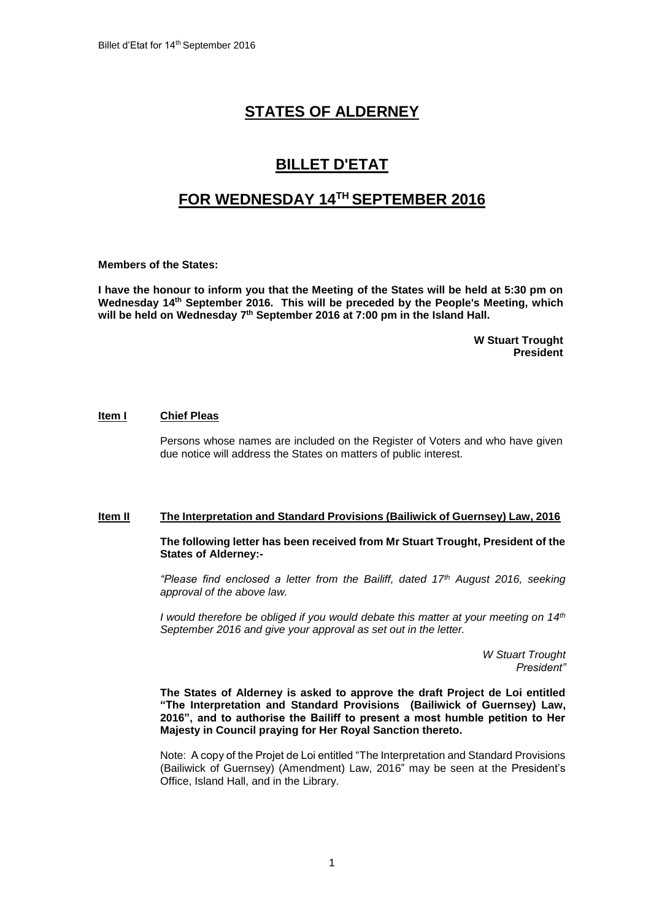# STATES OF ALDERNEY

# BILLET D'ETAT

# FOR WEDNESDAY 14TH SEPTEMBER 2016

**Members of the States:**

**I have the honour to inform you that the Meeting of the States will be held at 5:30 pm on Wednesday 14th September 2016. This will be preceded by the People's Meeting, which will be held on Wednesday 7th September 2016 at 7:00 pm in the Island Hall.**

**W Stuart Trought**
**President**

**Item I** **Chief Pleas**

Persons whose names are included on the Register of Voters and who have given due notice will address the States on matters of public interest.

**Item II** **The Interpretation and Standard Provisions (Bailiwick of Guernsey) Law, 2016**

**The following letter has been received from Mr Stuart Trought, President of the States of Alderney:-**

*"Please find enclosed a letter from the Bailiff, dated 17th August 2016, seeking approval of the above law.*

*I would therefore be obliged if you would debate this matter at your meeting on 14th September 2016 and give your approval as set out in the letter.*

*W Stuart Trought*
*President"*

**The States of Alderney is asked to approve the draft Project de Loi entitled "The Interpretation and Standard Provisions (Bailiwick of Guernsey) Law, 2016", and to authorise the Bailiff to present a most humble petition to Her Majesty in Council praying for Her Royal Sanction thereto.**

Note: A copy of the Projet de Loi entitled "The Interpretation and Standard Provisions (Bailiwick of Guernsey) (Amendment) Law, 2016" may be seen at the President's Office, Island Hall, and in the Library.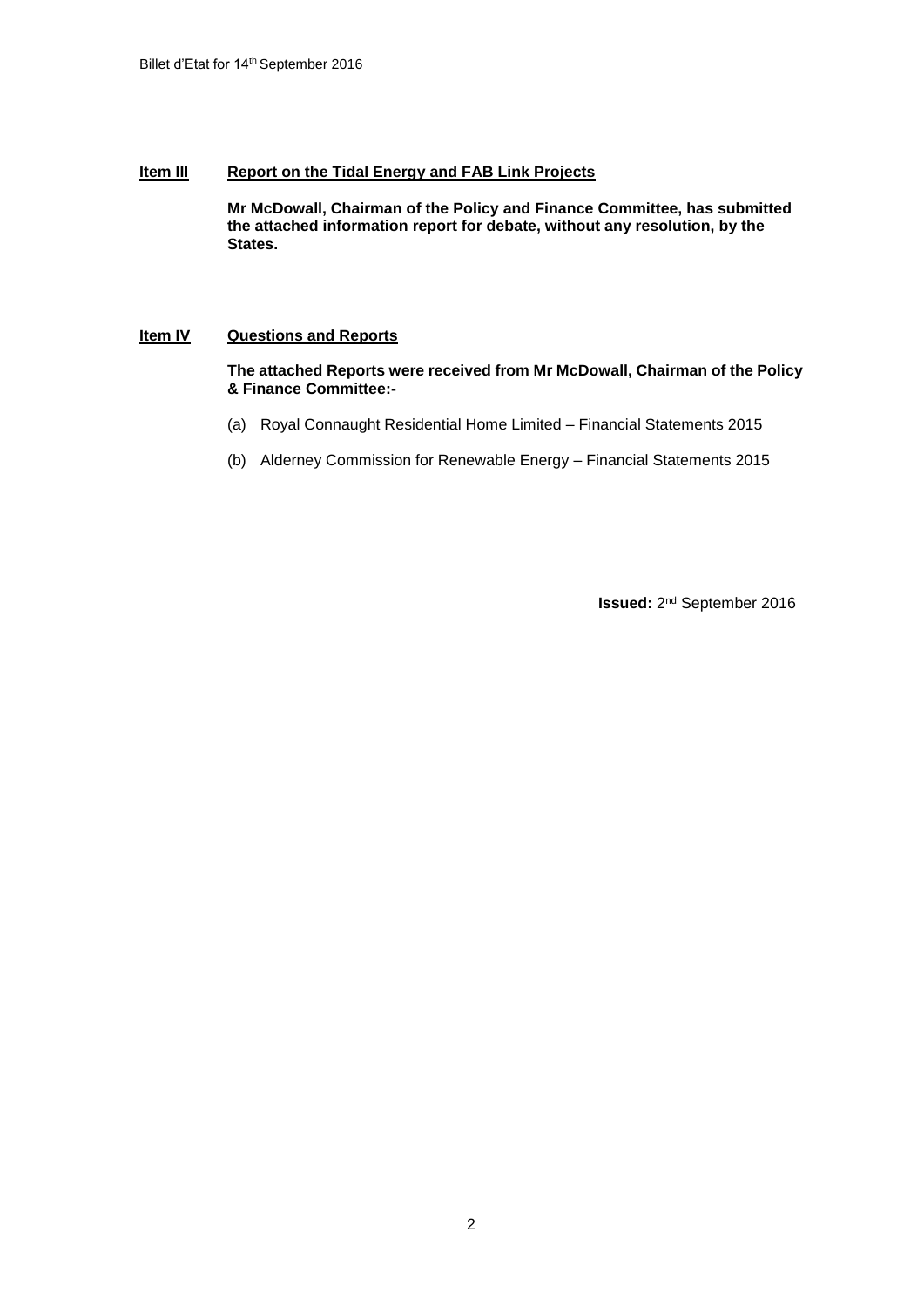**Item III** **Report on the Tidal Energy and FAB Link Projects**

**Mr McDowall, Chairman of the Policy and Finance Committee, has submitted the attached information report for debate, without any resolution, by the States.**

**Item IV** **Questions and Reports**

**The attached Reports were received from Mr McDowall, Chairman of the Policy & Finance Committee:-**

(a) Royal Connaught Residential Home Limited – Financial Statements 2015

(b) Alderney Commission for Renewable Energy – Financial Statements 2015

**Issued:** 2nd September 2016